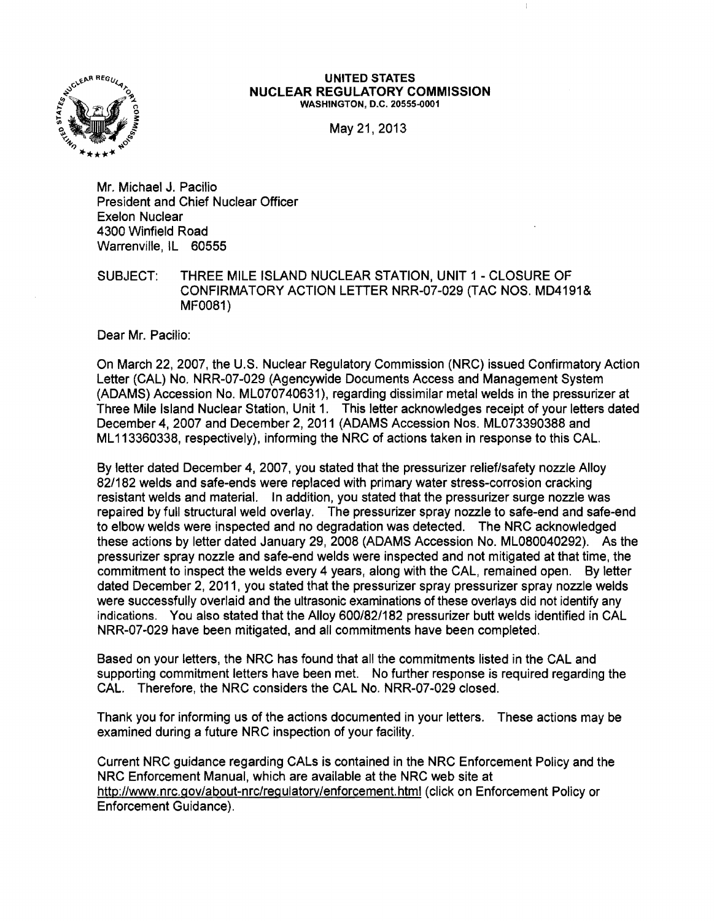**UNITED STATES**
**NUCLEAR REGULATORY COMMISSION**
WASHINGTON, D.C. 20555-0001

May 21, 2013

Mr. Michael J. Pacilio
President and Chief Nuclear Officer
Exelon Nuclear
4300 Winfield Road
Warrenville, IL 60555

SUBJECT: THREE MILE ISLAND NUCLEAR STATION, UNIT 1 - CLOSURE OF CONFIRMATORY ACTION LETTER NRR-07-029 (TAC NOS. MD4191& MF0081)

Dear Mr. Pacilio:

On March 22, 2007, the U.S. Nuclear Regulatory Commission (NRC) issued Confirmatory Action Letter (CAL) No. NRR-07-029 (Agencywide Documents Access and Management System (ADAMS) Accession No. ML070740631), regarding dissimilar metal welds in the pressurizer at Three Mile Island Nuclear Station, Unit 1. This letter acknowledges receipt of your letters dated December 4, 2007 and December 2, 2011 (ADAMS Accession Nos. ML073390388 and ML113360338, respectively), informing the NRC of actions taken in response to this CAL.

By letter dated December 4, 2007, you stated that the pressurizer relief/safety nozzle Alloy 82/182 welds and safe-ends were replaced with primary water stress-corrosion cracking resistant welds and material. In addition, you stated that the pressurizer surge nozzle was repaired by full structural weld overlay. The pressurizer spray nozzle to safe-end and safe-end to elbow welds were inspected and no degradation was detected. The NRC acknowledged these actions by letter dated January 29, 2008 (ADAMS Accession No. ML080040292). As the pressurizer spray nozzle and safe-end welds were inspected and not mitigated at that time, the commitment to inspect the welds every 4 years, along with the CAL, remained open. By letter dated December 2, 2011, you stated that the pressurizer spray pressurizer spray nozzle welds were successfully overlaid and the ultrasonic examinations of these overlays did not identify any indications. You also stated that the Alloy 600/82/182 pressurizer butt welds identified in CAL NRR-07-029 have been mitigated, and all commitments have been completed.

Based on your letters, the NRC has found that all the commitments listed in the CAL and supporting commitment letters have been met. No further response is required regarding the CAL. Therefore, the NRC considers the CAL No. NRR-07-029 closed.

Thank you for informing us of the actions documented in your letters. These actions may be examined during a future NRC inspection of your facility.

Current NRC guidance regarding CALs is contained in the NRC Enforcement Policy and the NRC Enforcement Manual, which are available at the NRC web site at http://www.nrc.gov/about-nrc/regulatory/enforcement.html (click on Enforcement Policy or Enforcement Guidance).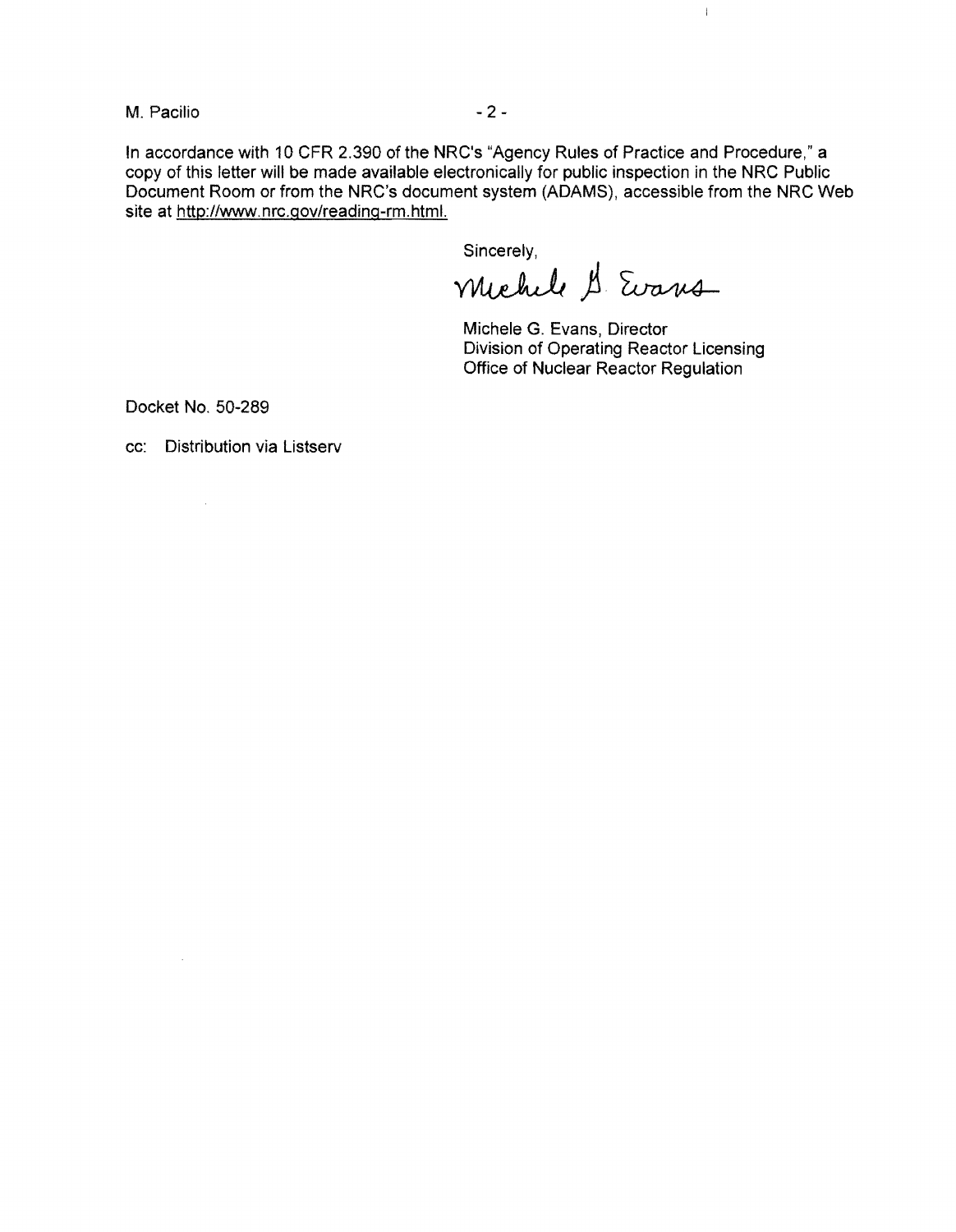In accordance with 10 CFR 2.390 of the NRC's "Agency Rules of Practice and Procedure," a copy of this letter will be made available electronically for public inspection in the NRC Public Document Room or from the NRC's document system (ADAMS), accessible from the NRC Web site at http://www.nrc.gov/reading-rm.html.

Sincerely,

Michele G. Evans

Michele G. Evans, Director
Division of Operating Reactor Licensing
Office of Nuclear Reactor Regulation

Docket No. 50-289

cc: Distribution via Listserv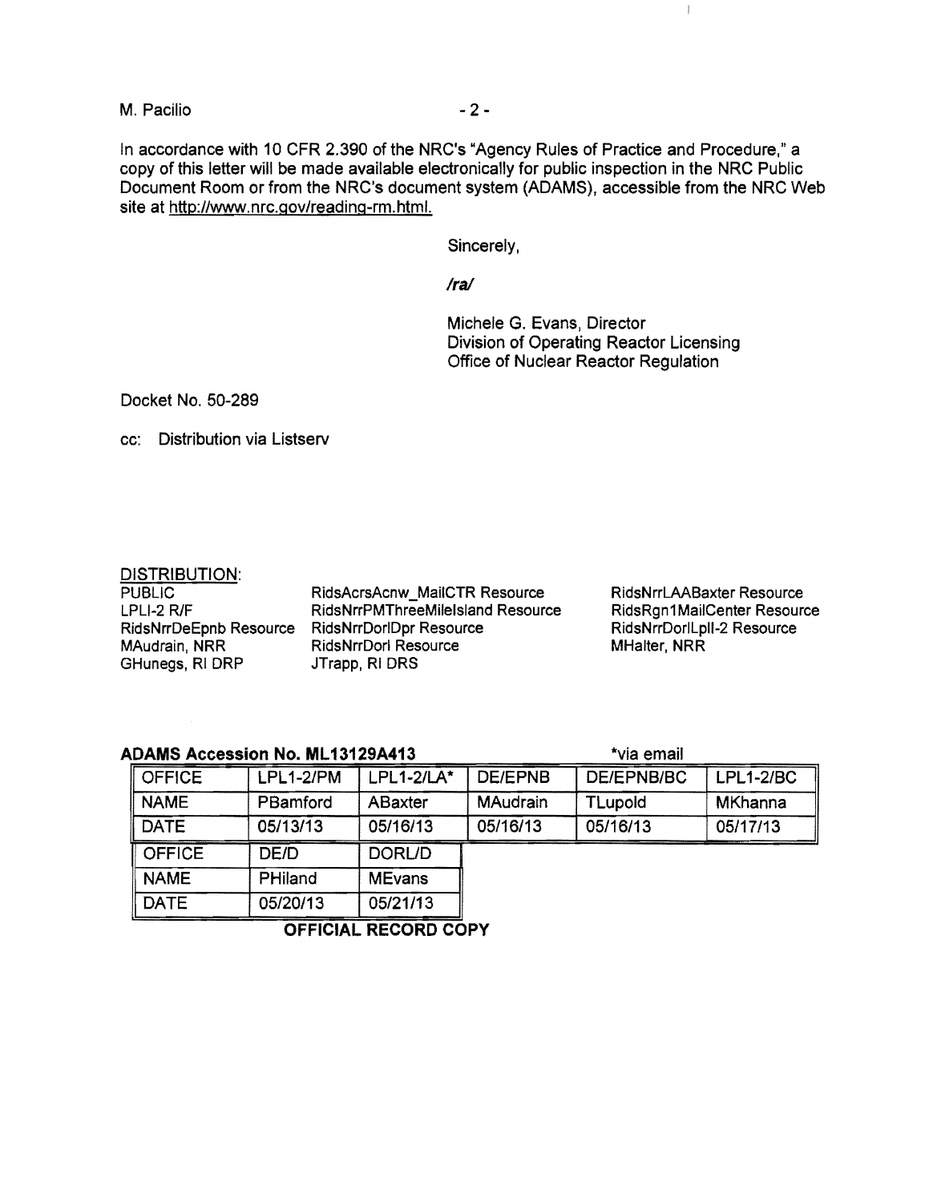In accordance with 10 CFR 2.390 of the NRC's "Agency Rules of Practice and Procedure," a copy of this letter will be made available electronically for public inspection in the NRC Public Document Room or from the NRC's document system (ADAMS), accessible from the NRC Web site at http://www.nrc.gov/reading-rm.html.

Sincerely,

*/ra/*

Michele G. Evans, Director
Division of Operating Reactor Licensing
Office of Nuclear Reactor Regulation

Docket No. 50-289

cc: Distribution via Listserv

DISTRIBUTION:
PUBLIC
LPLI-2 R/F
RidsNrrDeEpnb Resource
MAudrain, NRR
GHunegs, RI DRP
RidsAcrsAcnw_MailCTR Resource
RidsNrrPMThreeMileIsland Resource
RidsNrrDorlDpr Resource
RidsNrrDorl Resource
JTrapp, RI DRS
RidsNrrLAABaxter Resource
RidsRgn1MailCenter Resource
RidsNrrDorlLpll-2 Resource
MHalter, NRR

**ADAMS Accession No. ML13129A413** *via email

| OFFICE | LPL1-2/PM | LPL1-2/LA* | DE/EPNB | DE/EPNB/BC | LPL1-2/BC |
|---|---|---|---|---|---|
| NAME | PBamford | ABaxter | MAudrain | TLupold | MKhanna |
| DATE | 05/13/13 | 05/16/13 | 05/16/13 | 05/16/13 | 05/17/13 |
| OFFICE | DE/D | DORL/D | | | |
| NAME | PHiland | MEvans | | | |
| DATE | 05/20/13 | 05/21/13 | | | |

**OFFICIAL RECORD COPY**